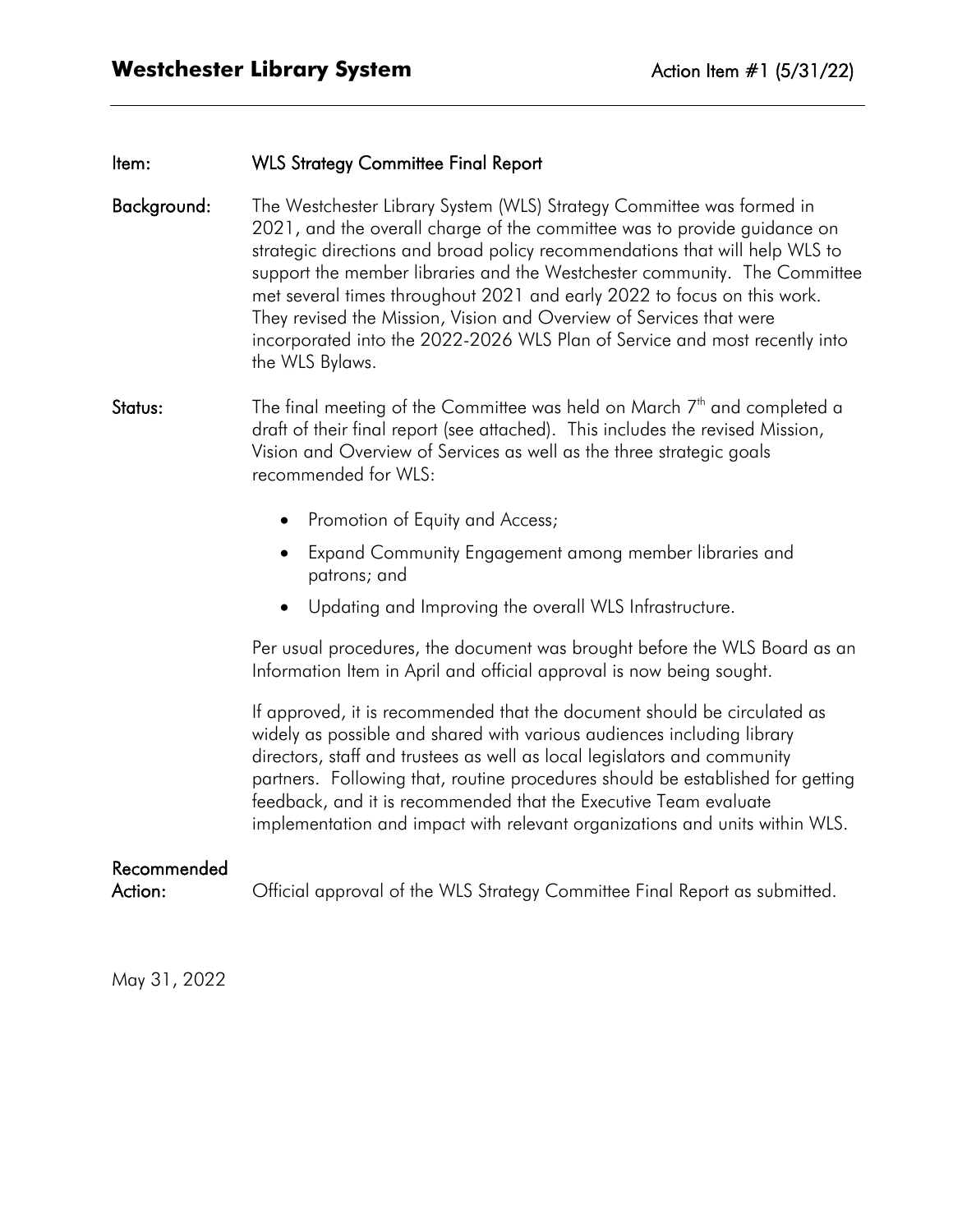# Westchester Library System

Action Item #1 (5/31/22)

---

**Item:** WLS Strategy Committee Final Report

**Background:** The Westchester Library System (WLS) Strategy Committee was formed in 2021, and the overall charge of the committee was to provide guidance on strategic directions and broad policy recommendations that will help WLS to support the member libraries and the Westchester community. The Committee met several times throughout 2021 and early 2022 to focus on this work. They revised the Mission, Vision and Overview of Services that were incorporated into the 2022-2026 WLS Plan of Service and most recently into the WLS Bylaws.

**Status:** The final meeting of the Committee was held on March 7th and completed a draft of their final report (see attached). This includes the revised Mission, Vision and Overview of Services as well as the three strategic goals recommended for WLS:

- Promotion of Equity and Access;
- Expand Community Engagement among member libraries and patrons; and
- Updating and Improving the overall WLS Infrastructure.

Per usual procedures, the document was brought before the WLS Board as an Information Item in April and official approval is now being sought.

If approved, it is recommended that the document should be circulated as widely as possible and shared with various audiences including library directors, staff and trustees as well as local legislators and community partners. Following that, routine procedures should be established for getting feedback, and it is recommended that the Executive Team evaluate implementation and impact with relevant organizations and units within WLS.

**Recommended Action:** Official approval of the WLS Strategy Committee Final Report as submitted.

May 31, 2022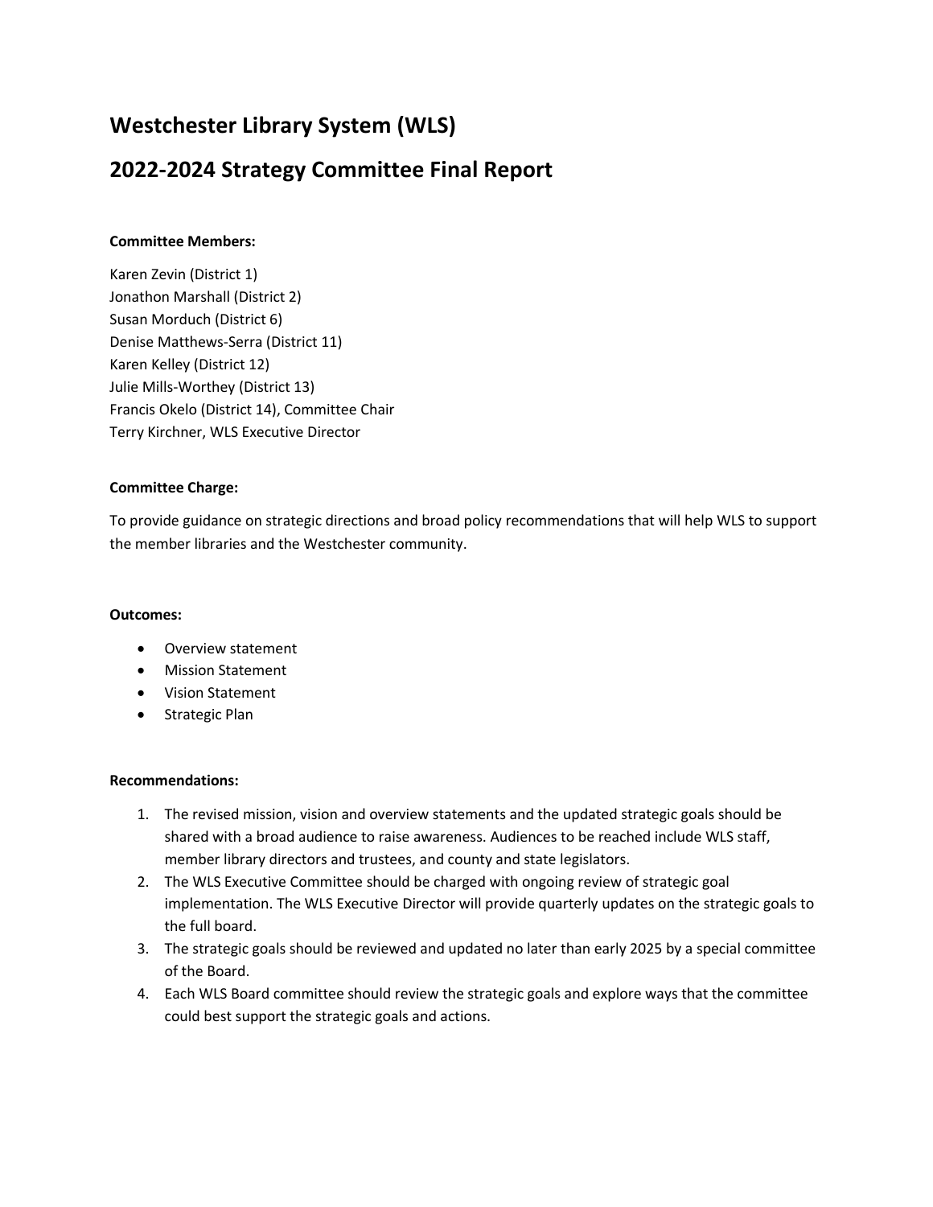# Westchester Library System (WLS)

# 2022-2024 Strategy Committee Final Report

**Committee Members:**

Karen Zevin (District 1)
Jonathon Marshall (District 2)
Susan Morduch (District 6)
Denise Matthews-Serra (District 11)
Karen Kelley (District 12)
Julie Mills-Worthey (District 13)
Francis Okelo (District 14), Committee Chair
Terry Kirchner, WLS Executive Director

**Committee Charge:**

To provide guidance on strategic directions and broad policy recommendations that will help WLS to support the member libraries and the Westchester community.

**Outcomes:**

- Overview statement
- Mission Statement
- Vision Statement
- Strategic Plan

**Recommendations:**

1. The revised mission, vision and overview statements and the updated strategic goals should be shared with a broad audience to raise awareness. Audiences to be reached include WLS staff, member library directors and trustees, and county and state legislators.
2. The WLS Executive Committee should be charged with ongoing review of strategic goal implementation. The WLS Executive Director will provide quarterly updates on the strategic goals to the full board.
3. The strategic goals should be reviewed and updated no later than early 2025 by a special committee of the Board.
4. Each WLS Board committee should review the strategic goals and explore ways that the committee could best support the strategic goals and actions.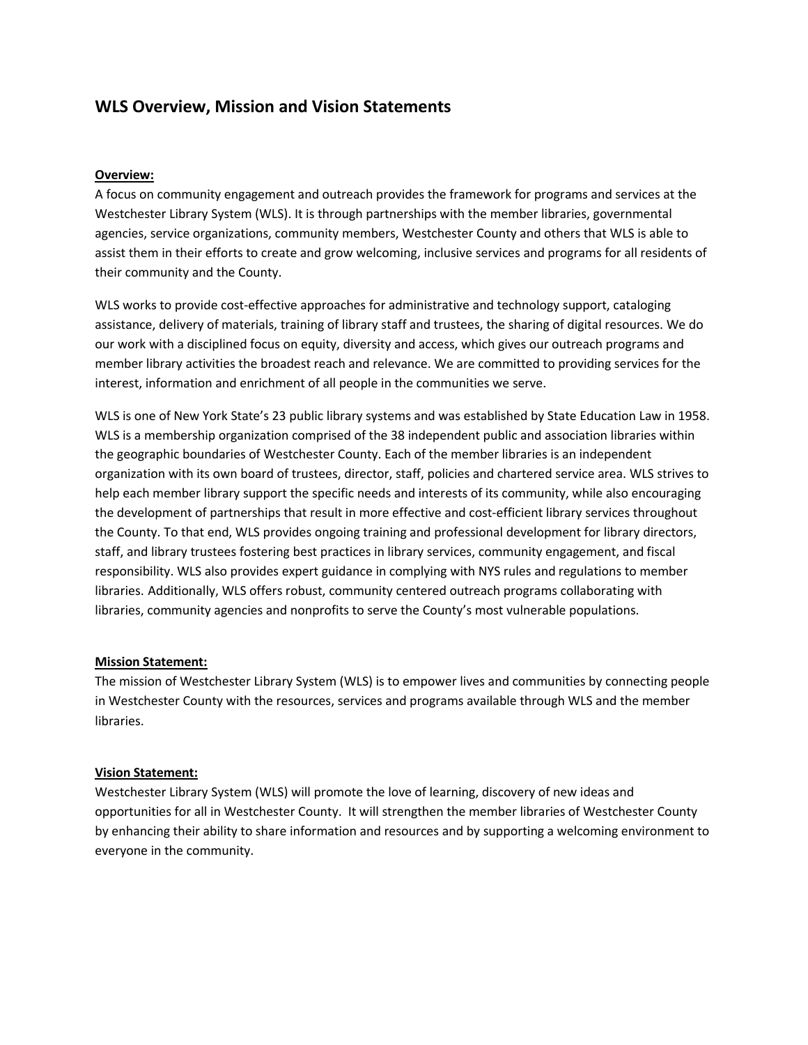# WLS Overview, Mission and Vision Statements

**Overview:**

A focus on community engagement and outreach provides the framework for programs and services at the Westchester Library System (WLS). It is through partnerships with the member libraries, governmental agencies, service organizations, community members, Westchester County and others that WLS is able to assist them in their efforts to create and grow welcoming, inclusive services and programs for all residents of their community and the County.

WLS works to provide cost-effective approaches for administrative and technology support, cataloging assistance, delivery of materials, training of library staff and trustees, the sharing of digital resources. We do our work with a disciplined focus on equity, diversity and access, which gives our outreach programs and member library activities the broadest reach and relevance. We are committed to providing services for the interest, information and enrichment of all people in the communities we serve.

WLS is one of New York State's 23 public library systems and was established by State Education Law in 1958. WLS is a membership organization comprised of the 38 independent public and association libraries within the geographic boundaries of Westchester County. Each of the member libraries is an independent organization with its own board of trustees, director, staff, policies and chartered service area. WLS strives to help each member library support the specific needs and interests of its community, while also encouraging the development of partnerships that result in more effective and cost-efficient library services throughout the County. To that end, WLS provides ongoing training and professional development for library directors, staff, and library trustees fostering best practices in library services, community engagement, and fiscal responsibility. WLS also provides expert guidance in complying with NYS rules and regulations to member libraries. Additionally, WLS offers robust, community centered outreach programs collaborating with libraries, community agencies and nonprofits to serve the County's most vulnerable populations.

**Mission Statement:**

The mission of Westchester Library System (WLS) is to empower lives and communities by connecting people in Westchester County with the resources, services and programs available through WLS and the member libraries.

**Vision Statement:**

Westchester Library System (WLS) will promote the love of learning, discovery of new ideas and opportunities for all in Westchester County. It will strengthen the member libraries of Westchester County by enhancing their ability to share information and resources and by supporting a welcoming environment to everyone in the community.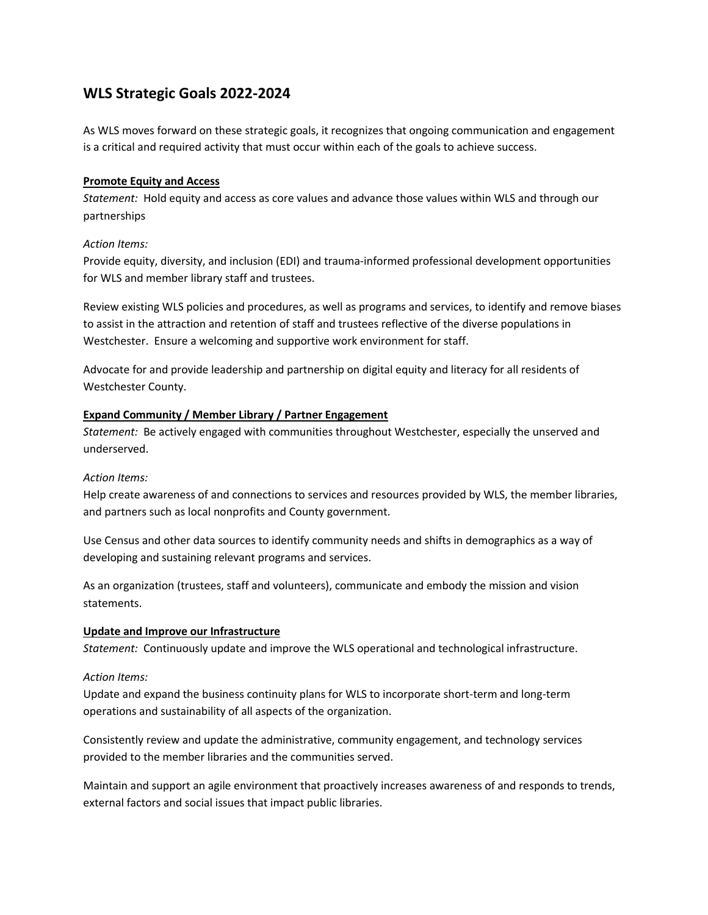# WLS Strategic Goals 2022-2024

As WLS moves forward on these strategic goals, it recognizes that ongoing communication and engagement is a critical and required activity that must occur within each of the goals to achieve success.

**<u>Promote Equity and Access</u>**

*Statement:* Hold equity and access as core values and advance those values within WLS and through our partnerships

*Action Items:*

Provide equity, diversity, and inclusion (EDI) and trauma-informed professional development opportunities for WLS and member library staff and trustees.

Review existing WLS policies and procedures, as well as programs and services, to identify and remove biases to assist in the attraction and retention of staff and trustees reflective of the diverse populations in Westchester. Ensure a welcoming and supportive work environment for staff.

Advocate for and provide leadership and partnership on digital equity and literacy for all residents of Westchester County.

**<u>Expand Community / Member Library / Partner Engagement</u>**

*Statement:* Be actively engaged with communities throughout Westchester, especially the unserved and underserved.

*Action Items:*

Help create awareness of and connections to services and resources provided by WLS, the member libraries, and partners such as local nonprofits and County government.

Use Census and other data sources to identify community needs and shifts in demographics as a way of developing and sustaining relevant programs and services.

As an organization (trustees, staff and volunteers), communicate and embody the mission and vision statements.

**<u>Update and Improve our Infrastructure</u>**

*Statement:* Continuously update and improve the WLS operational and technological infrastructure.

*Action Items:*

Update and expand the business continuity plans for WLS to incorporate short-term and long-term operations and sustainability of all aspects of the organization.

Consistently review and update the administrative, community engagement, and technology services provided to the member libraries and the communities served.

Maintain and support an agile environment that proactively increases awareness of and responds to trends, external factors and social issues that impact public libraries.